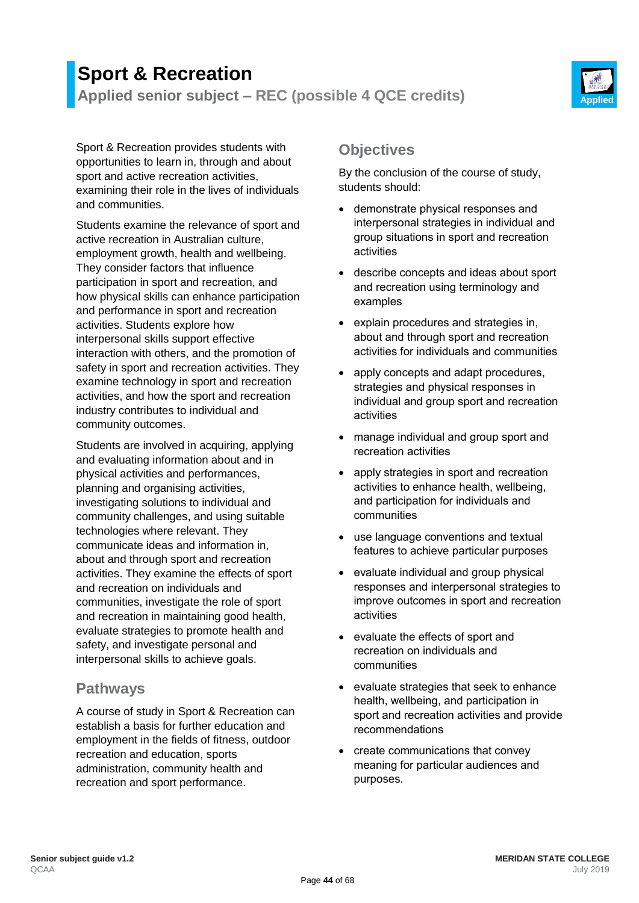# Sport & Recreation

## Applied senior subject – REC (possible 4 QCE credits)

Sport & Recreation provides students with opportunities to learn in, through and about sport and active recreation activities, examining their role in the lives of individuals and communities.

Students examine the relevance of sport and active recreation in Australian culture, employment growth, health and wellbeing. They consider factors that influence participation in sport and recreation, and how physical skills can enhance participation and performance in sport and recreation activities. Students explore how interpersonal skills support effective interaction with others, and the promotion of safety in sport and recreation activities. They examine technology in sport and recreation activities, and how the sport and recreation industry contributes to individual and community outcomes.

Students are involved in acquiring, applying and evaluating information about and in physical activities and performances, planning and organising activities, investigating solutions to individual and community challenges, and using suitable technologies where relevant. They communicate ideas and information in, about and through sport and recreation activities. They examine the effects of sport and recreation on individuals and communities, investigate the role of sport and recreation in maintaining good health, evaluate strategies to promote health and safety, and investigate personal and interpersonal skills to achieve goals.

### Pathways

A course of study in Sport & Recreation can establish a basis for further education and employment in the fields of fitness, outdoor recreation and education, sports administration, community health and recreation and sport performance.

### Objectives

By the conclusion of the course of study, students should:

- demonstrate physical responses and interpersonal strategies in individual and group situations in sport and recreation activities
- describe concepts and ideas about sport and recreation using terminology and examples
- explain procedures and strategies in, about and through sport and recreation activities for individuals and communities
- apply concepts and adapt procedures, strategies and physical responses in individual and group sport and recreation activities
- manage individual and group sport and recreation activities
- apply strategies in sport and recreation activities to enhance health, wellbeing, and participation for individuals and communities
- use language conventions and textual features to achieve particular purposes
- evaluate individual and group physical responses and interpersonal strategies to improve outcomes in sport and recreation activities
- evaluate the effects of sport and recreation on individuals and communities
- evaluate strategies that seek to enhance health, wellbeing, and participation in sport and recreation activities and provide recommendations
- create communications that convey meaning for particular audiences and purposes.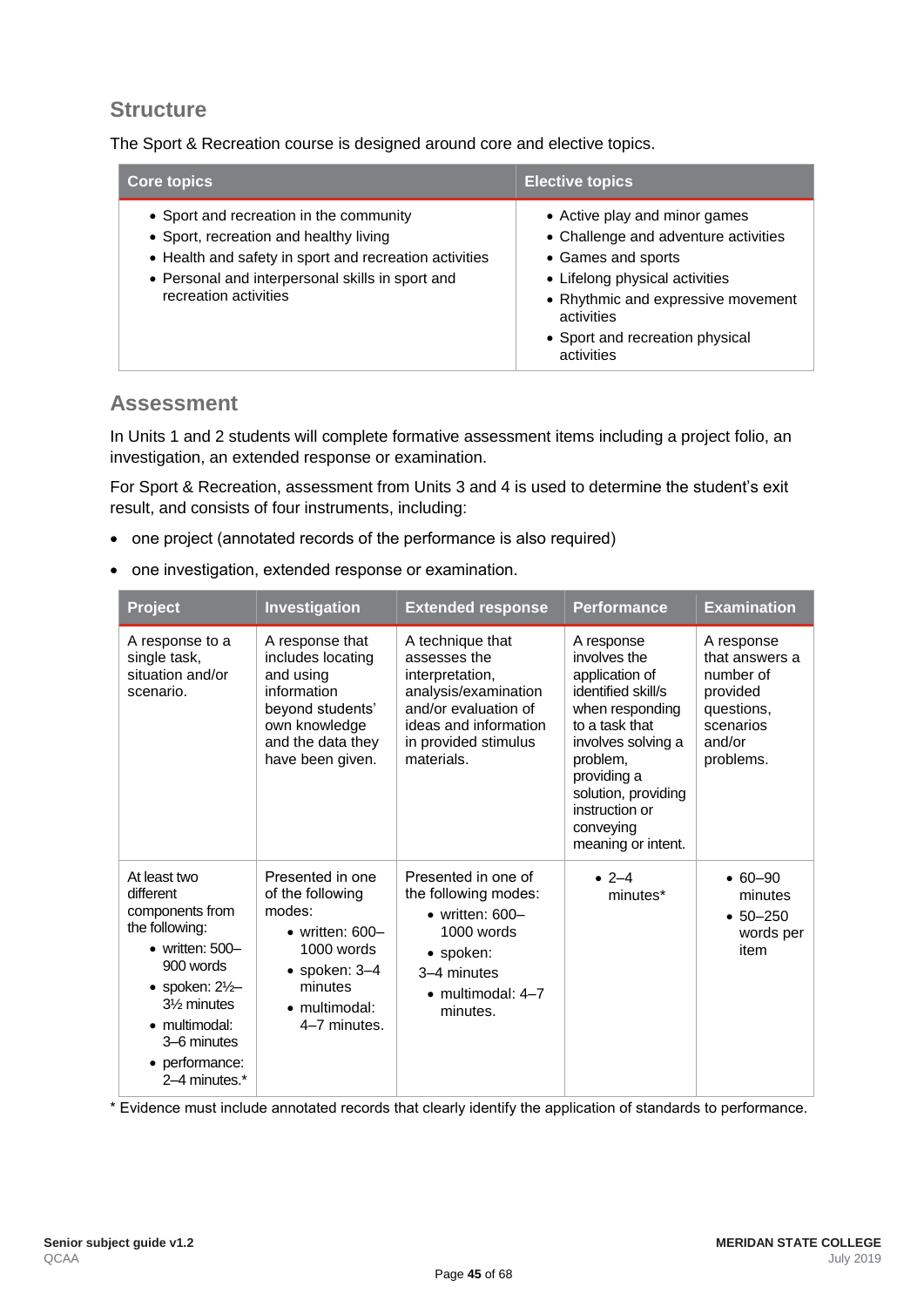## Structure

The Sport & Recreation course is designed around core and elective topics.

| Core topics | Elective topics |
|---|---|
| • Sport and recreation in the community<br>• Sport, recreation and healthy living<br>• Health and safety in sport and recreation activities<br>• Personal and interpersonal skills in sport and recreation activities | • Active play and minor games<br>• Challenge and adventure activities<br>• Games and sports<br>• Lifelong physical activities<br>• Rhythmic and expressive movement activities<br>• Sport and recreation physical activities |

## Assessment

In Units 1 and 2 students will complete formative assessment items including a project folio, an investigation, an extended response or examination.

For Sport & Recreation, assessment from Units 3 and 4 is used to determine the student's exit result, and consists of four instruments, including:

- one project (annotated records of the performance is also required)
- one investigation, extended response or examination.

| Project | Investigation | Extended response | Performance | Examination |
|---|---|---|---|---|
| A response to a single task, situation and/or scenario. | A response that includes locating and using information beyond students' own knowledge and the data they have been given. | A technique that assesses the interpretation, analysis/examination and/or evaluation of ideas and information in provided stimulus materials. | A response involves the application of identified skill/s when responding to a task that involves solving a problem, providing a solution, providing instruction or conveying meaning or intent. | A response that answers a number of provided questions, scenarios and/or problems. |
| At least two different components from the following:<br>• written: 500–900 words<br>• spoken: 2½–3½ minutes<br>• multimodal: 3–6 minutes<br>• performance: 2–4 minutes.* | Presented in one of the following modes:<br>• written: 600–1000 words<br>• spoken: 3–4 minutes<br>• multimodal: 4–7 minutes. | Presented in one of the following modes:<br>• written: 600–1000 words<br>• spoken: 3–4 minutes<br>• multimodal: 4–7 minutes. | • 2–4 minutes* | • 60–90 minutes<br>• 50–250 words per item |

* Evidence must include annotated records that clearly identify the application of standards to performance.